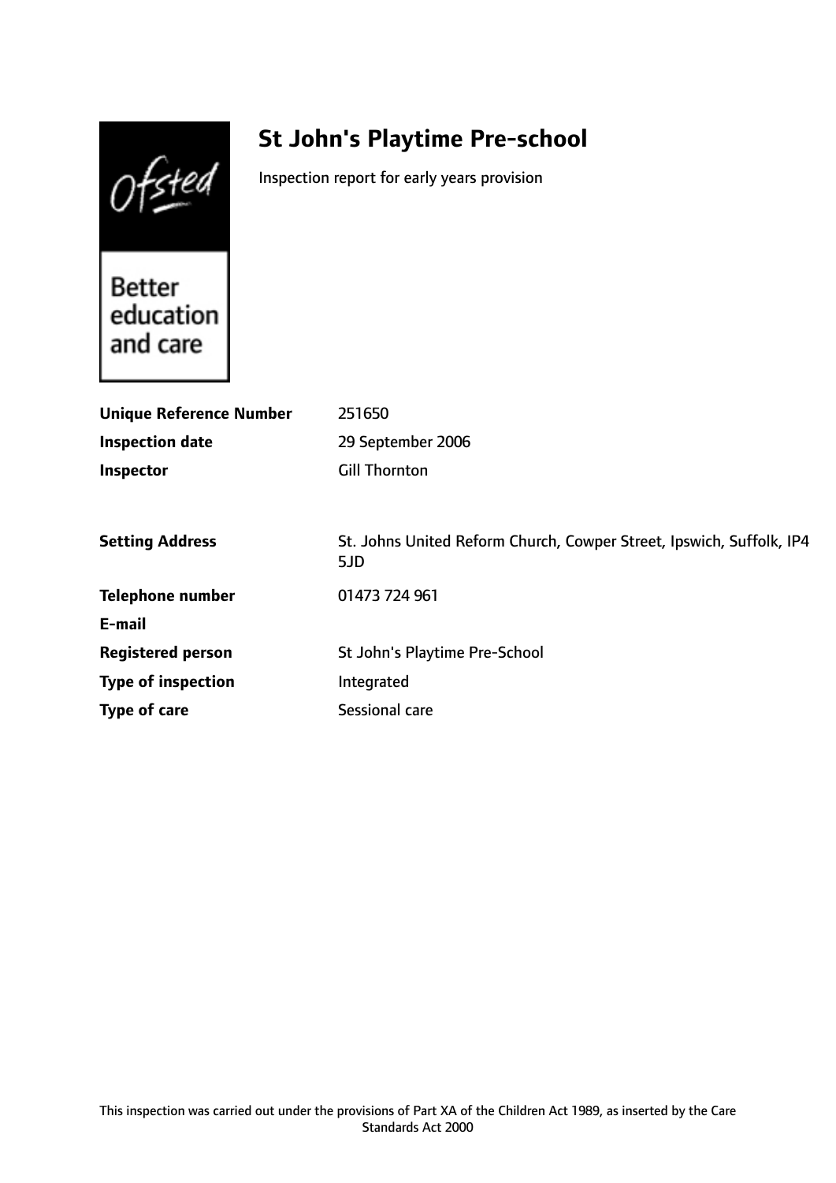Ofsted

Better education and care

# St John's Playtime Pre-school

Inspection report for early years provision

| | |
|---|---|
| **Unique Reference Number** | 251650 |
| **Inspection date** | 29 September 2006 |
| **Inspector** | Gill Thornton |
| | |
| **Setting Address** | St. Johns United Reform Church, Cowper Street, Ipswich, Suffolk, IP4 5JD |
| **Telephone number** | 01473 724 961 |
| **E-mail** | |
| **Registered person** | St John's Playtime Pre-School |
| **Type of inspection** | Integrated |
| **Type of care** | Sessional care |

This inspection was carried out under the provisions of Part XA of the Children Act 1989, as inserted by the Care Standards Act 2000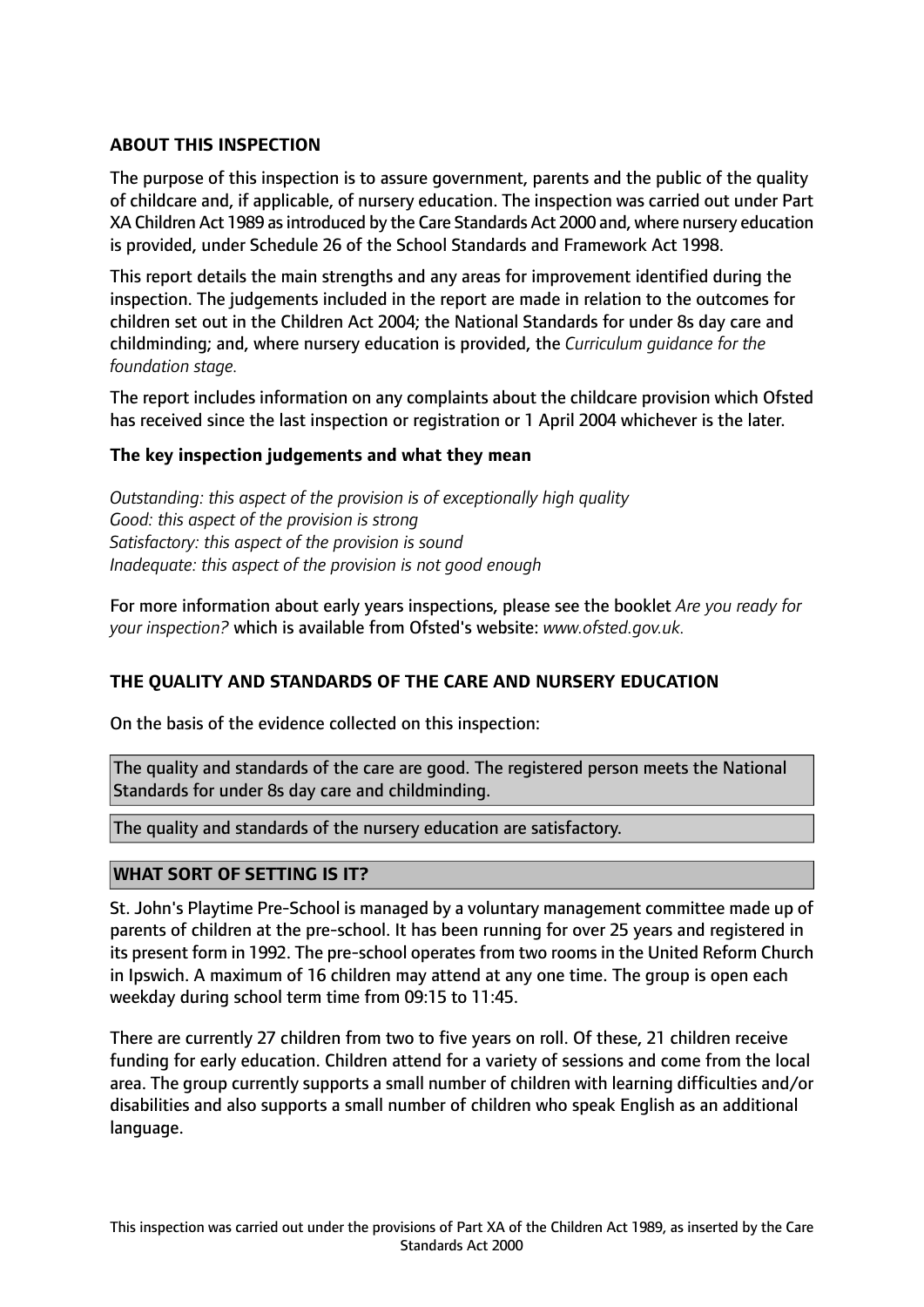## ABOUT THIS INSPECTION

The purpose of this inspection is to assure government, parents and the public of the quality of childcare and, if applicable, of nursery education. The inspection was carried out under Part XA Children Act 1989 as introduced by the Care Standards Act 2000 and, where nursery education is provided, under Schedule 26 of the School Standards and Framework Act 1998.

This report details the main strengths and any areas for improvement identified during the inspection. The judgements included in the report are made in relation to the outcomes for children set out in the Children Act 2004; the National Standards for under 8s day care and childminding; and, where nursery education is provided, the *Curriculum guidance for the foundation stage.*

The report includes information on any complaints about the childcare provision which Ofsted has received since the last inspection or registration or 1 April 2004 whichever is the later.

### The key inspection judgements and what they mean

*Outstanding: this aspect of the provision is of exceptionally high quality*
*Good: this aspect of the provision is strong*
*Satisfactory: this aspect of the provision is sound*
*Inadequate: this aspect of the provision is not good enough*

For more information about early years inspections, please see the booklet *Are you ready for your inspection?* which is available from Ofsted's website: *www.ofsted.gov.uk.*

## THE QUALITY AND STANDARDS OF THE CARE AND NURSERY EDUCATION

On the basis of the evidence collected on this inspection:

The quality and standards of the care are good. The registered person meets the National Standards for under 8s day care and childminding.

The quality and standards of the nursery education are satisfactory.

## WHAT SORT OF SETTING IS IT?

St. John's Playtime Pre-School is managed by a voluntary management committee made up of parents of children at the pre-school. It has been running for over 25 years and registered in its present form in 1992. The pre-school operates from two rooms in the United Reform Church in Ipswich. A maximum of 16 children may attend at any one time. The group is open each weekday during school term time from 09:15 to 11:45.

There are currently 27 children from two to five years on roll. Of these, 21 children receive funding for early education. Children attend for a variety of sessions and come from the local area. The group currently supports a small number of children with learning difficulties and/or disabilities and also supports a small number of children who speak English as an additional language.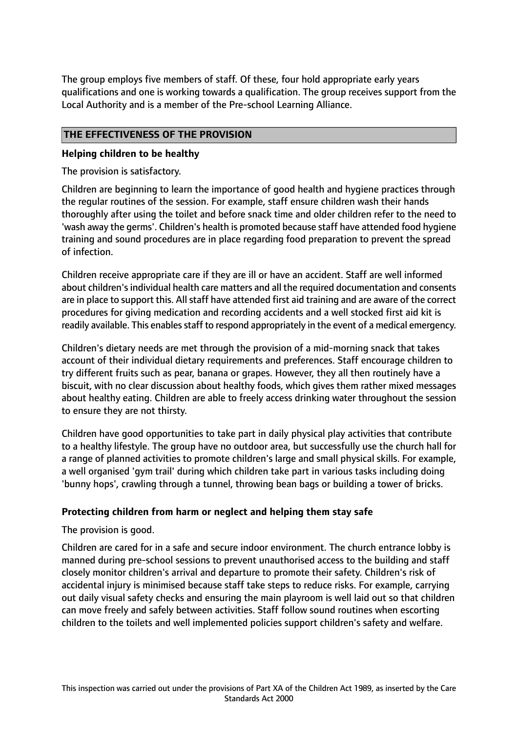The group employs five members of staff. Of these, four hold appropriate early years qualifications and one is working towards a qualification. The group receives support from the Local Authority and is a member of the Pre-school Learning Alliance.

## THE EFFECTIVENESS OF THE PROVISION

### Helping children to be healthy

The provision is satisfactory.

Children are beginning to learn the importance of good health and hygiene practices through the regular routines of the session. For example, staff ensure children wash their hands thoroughly after using the toilet and before snack time and older children refer to the need to 'wash away the germs'. Children's health is promoted because staff have attended food hygiene training and sound procedures are in place regarding food preparation to prevent the spread of infection.

Children receive appropriate care if they are ill or have an accident. Staff are well informed about children's individual health care matters and all the required documentation and consents are in place to support this. All staff have attended first aid training and are aware of the correct procedures for giving medication and recording accidents and a well stocked first aid kit is readily available. This enables staff to respond appropriately in the event of a medical emergency.

Children's dietary needs are met through the provision of a mid-morning snack that takes account of their individual dietary requirements and preferences. Staff encourage children to try different fruits such as pear, banana or grapes. However, they all then routinely have a biscuit, with no clear discussion about healthy foods, which gives them rather mixed messages about healthy eating. Children are able to freely access drinking water throughout the session to ensure they are not thirsty.

Children have good opportunities to take part in daily physical play activities that contribute to a healthy lifestyle. The group have no outdoor area, but successfully use the church hall for a range of planned activities to promote children's large and small physical skills. For example, a well organised 'gym trail' during which children take part in various tasks including doing 'bunny hops', crawling through a tunnel, throwing bean bags or building a tower of bricks.

### Protecting children from harm or neglect and helping them stay safe

The provision is good.

Children are cared for in a safe and secure indoor environment. The church entrance lobby is manned during pre-school sessions to prevent unauthorised access to the building and staff closely monitor children's arrival and departure to promote their safety. Children's risk of accidental injury is minimised because staff take steps to reduce risks. For example, carrying out daily visual safety checks and ensuring the main playroom is well laid out so that children can move freely and safely between activities. Staff follow sound routines when escorting children to the toilets and well implemented policies support children's safety and welfare.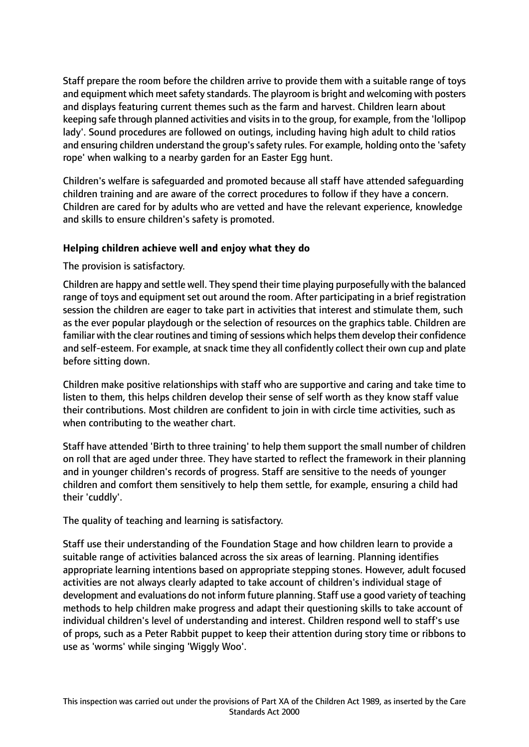Staff prepare the room before the children arrive to provide them with a suitable range of toys and equipment which meet safety standards. The playroom is bright and welcoming with posters and displays featuring current themes such as the farm and harvest. Children learn about keeping safe through planned activities and visits in to the group, for example, from the 'lollipop lady'. Sound procedures are followed on outings, including having high adult to child ratios and ensuring children understand the group's safety rules. For example, holding onto the 'safety rope' when walking to a nearby garden for an Easter Egg hunt.

Children's welfare is safeguarded and promoted because all staff have attended safeguarding children training and are aware of the correct procedures to follow if they have a concern. Children are cared for by adults who are vetted and have the relevant experience, knowledge and skills to ensure children's safety is promoted.

**Helping children achieve well and enjoy what they do**

The provision is satisfactory.

Children are happy and settle well. They spend their time playing purposefully with the balanced range of toys and equipment set out around the room. After participating in a brief registration session the children are eager to take part in activities that interest and stimulate them, such as the ever popular playdough or the selection of resources on the graphics table. Children are familiar with the clear routines and timing of sessions which helps them develop their confidence and self-esteem. For example, at snack time they all confidently collect their own cup and plate before sitting down.

Children make positive relationships with staff who are supportive and caring and take time to listen to them, this helps children develop their sense of self worth as they know staff value their contributions. Most children are confident to join in with circle time activities, such as when contributing to the weather chart.

Staff have attended 'Birth to three training' to help them support the small number of children on roll that are aged under three. They have started to reflect the framework in their planning and in younger children's records of progress. Staff are sensitive to the needs of younger children and comfort them sensitively to help them settle, for example, ensuring a child had their 'cuddly'.

The quality of teaching and learning is satisfactory.

Staff use their understanding of the Foundation Stage and how children learn to provide a suitable range of activities balanced across the six areas of learning. Planning identifies appropriate learning intentions based on appropriate stepping stones. However, adult focused activities are not always clearly adapted to take account of children's individual stage of development and evaluations do not inform future planning. Staff use a good variety of teaching methods to help children make progress and adapt their questioning skills to take account of individual children's level of understanding and interest. Children respond well to staff's use of props, such as a Peter Rabbit puppet to keep their attention during story time or ribbons to use as 'worms' while singing 'Wiggly Woo'.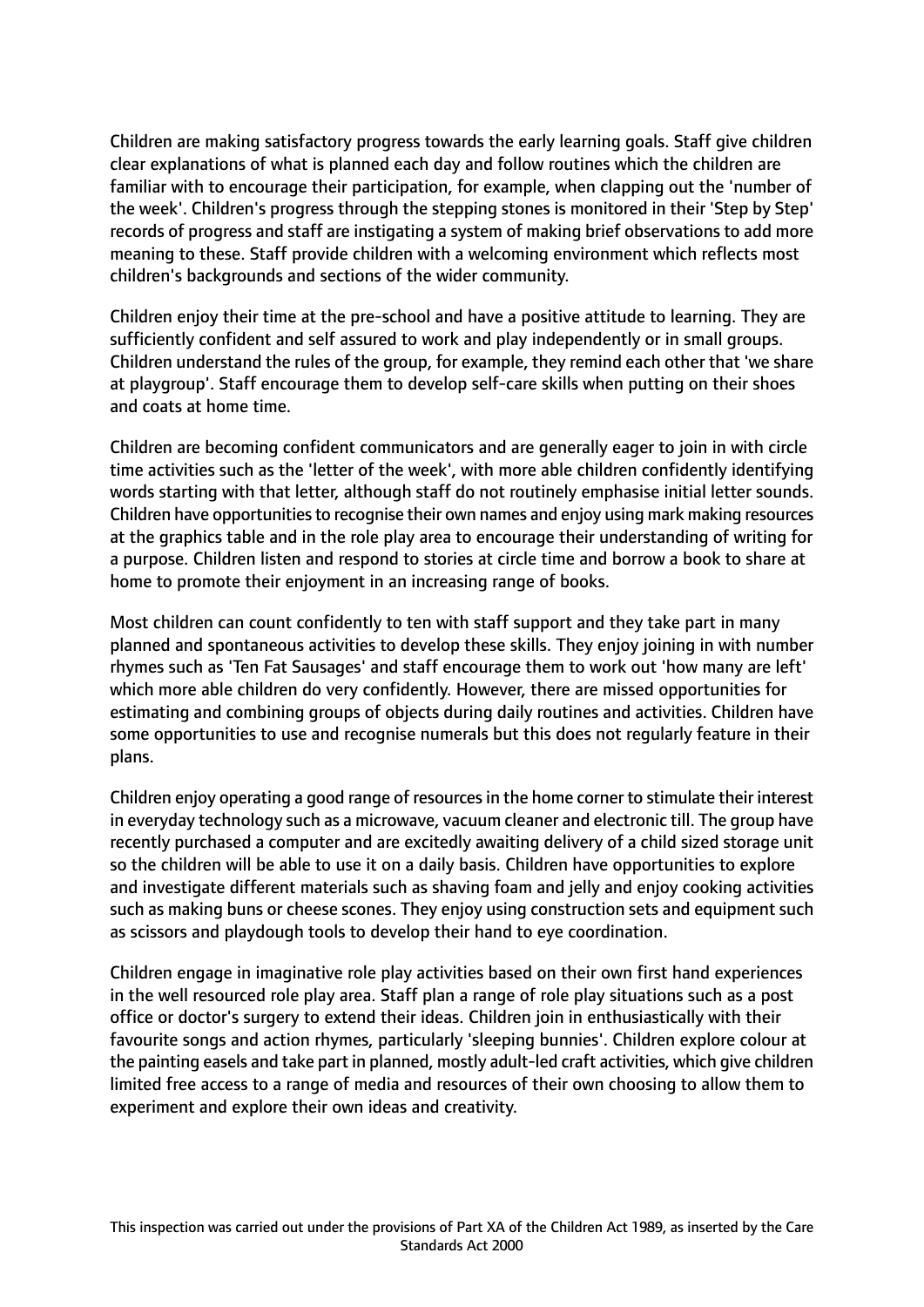Children are making satisfactory progress towards the early learning goals. Staff give children clear explanations of what is planned each day and follow routines which the children are familiar with to encourage their participation, for example, when clapping out the 'number of the week'. Children's progress through the stepping stones is monitored in their 'Step by Step' records of progress and staff are instigating a system of making brief observations to add more meaning to these. Staff provide children with a welcoming environment which reflects most children's backgrounds and sections of the wider community.

Children enjoy their time at the pre-school and have a positive attitude to learning. They are sufficiently confident and self assured to work and play independently or in small groups. Children understand the rules of the group, for example, they remind each other that 'we share at playgroup'. Staff encourage them to develop self-care skills when putting on their shoes and coats at home time.

Children are becoming confident communicators and are generally eager to join in with circle time activities such as the 'letter of the week', with more able children confidently identifying words starting with that letter, although staff do not routinely emphasise initial letter sounds. Children have opportunities to recognise their own names and enjoy using mark making resources at the graphics table and in the role play area to encourage their understanding of writing for a purpose. Children listen and respond to stories at circle time and borrow a book to share at home to promote their enjoyment in an increasing range of books.

Most children can count confidently to ten with staff support and they take part in many planned and spontaneous activities to develop these skills. They enjoy joining in with number rhymes such as 'Ten Fat Sausages' and staff encourage them to work out 'how many are left' which more able children do very confidently. However, there are missed opportunities for estimating and combining groups of objects during daily routines and activities. Children have some opportunities to use and recognise numerals but this does not regularly feature in their plans.

Children enjoy operating a good range of resources in the home corner to stimulate their interest in everyday technology such as a microwave, vacuum cleaner and electronic till. The group have recently purchased a computer and are excitedly awaiting delivery of a child sized storage unit so the children will be able to use it on a daily basis. Children have opportunities to explore and investigate different materials such as shaving foam and jelly and enjoy cooking activities such as making buns or cheese scones. They enjoy using construction sets and equipment such as scissors and playdough tools to develop their hand to eye coordination.

Children engage in imaginative role play activities based on their own first hand experiences in the well resourced role play area. Staff plan a range of role play situations such as a post office or doctor's surgery to extend their ideas. Children join in enthusiastically with their favourite songs and action rhymes, particularly 'sleeping bunnies'. Children explore colour at the painting easels and take part in planned, mostly adult-led craft activities, which give children limited free access to a range of media and resources of their own choosing to allow them to experiment and explore their own ideas and creativity.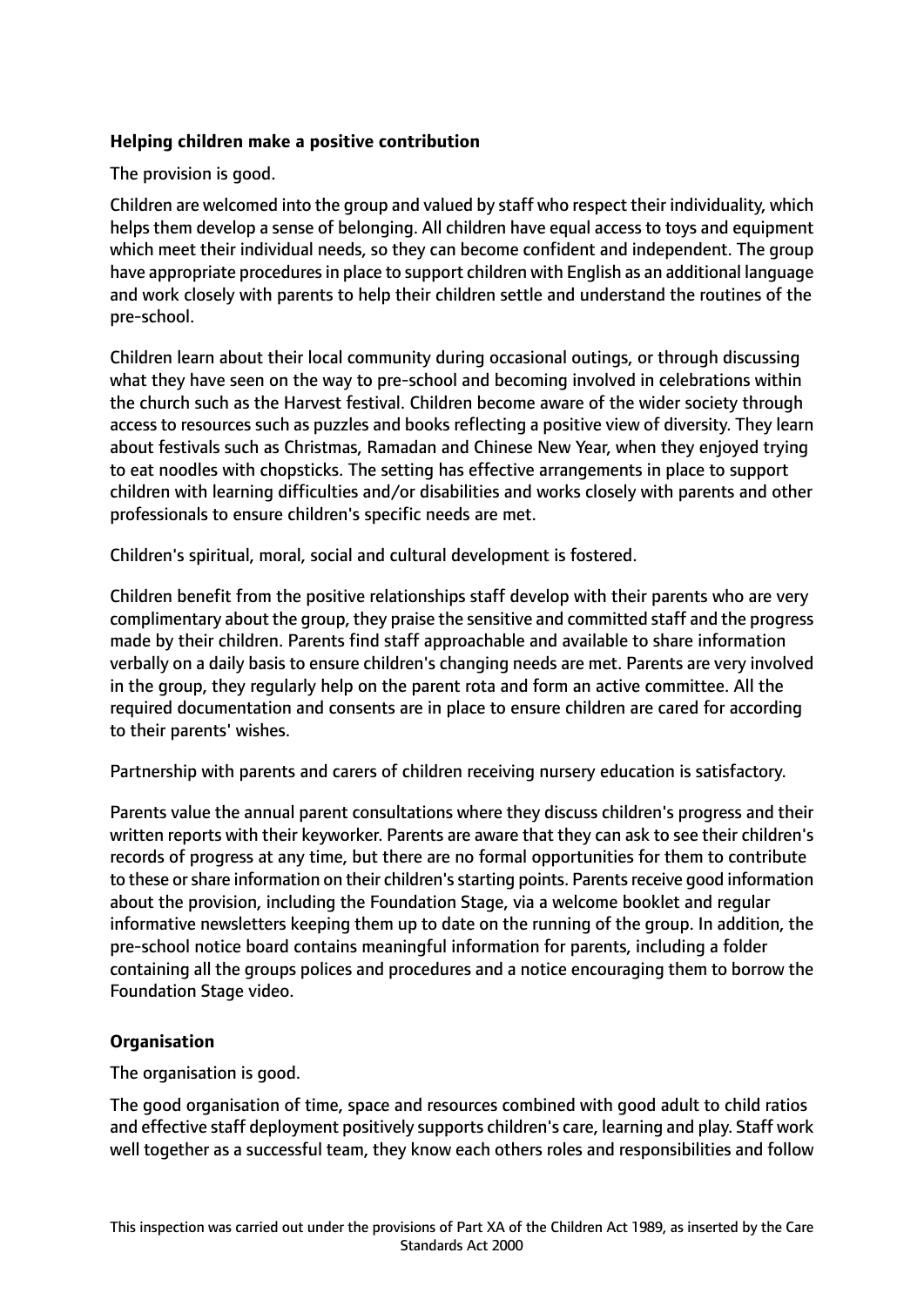**Helping children make a positive contribution**

The provision is good.

Children are welcomed into the group and valued by staff who respect their individuality, which helps them develop a sense of belonging. All children have equal access to toys and equipment which meet their individual needs, so they can become confident and independent. The group have appropriate procedures in place to support children with English as an additional language and work closely with parents to help their children settle and understand the routines of the pre-school.

Children learn about their local community during occasional outings, or through discussing what they have seen on the way to pre-school and becoming involved in celebrations within the church such as the Harvest festival. Children become aware of the wider society through access to resources such as puzzles and books reflecting a positive view of diversity. They learn about festivals such as Christmas, Ramadan and Chinese New Year, when they enjoyed trying to eat noodles with chopsticks. The setting has effective arrangements in place to support children with learning difficulties and/or disabilities and works closely with parents and other professionals to ensure children's specific needs are met.

Children's spiritual, moral, social and cultural development is fostered.

Children benefit from the positive relationships staff develop with their parents who are very complimentary about the group, they praise the sensitive and committed staff and the progress made by their children. Parents find staff approachable and available to share information verbally on a daily basis to ensure children's changing needs are met. Parents are very involved in the group, they regularly help on the parent rota and form an active committee. All the required documentation and consents are in place to ensure children are cared for according to their parents' wishes.

Partnership with parents and carers of children receiving nursery education is satisfactory.

Parents value the annual parent consultations where they discuss children's progress and their written reports with their keyworker. Parents are aware that they can ask to see their children's records of progress at any time, but there are no formal opportunities for them to contribute to these or share information on their children's starting points. Parents receive good information about the provision, including the Foundation Stage, via a welcome booklet and regular informative newsletters keeping them up to date on the running of the group. In addition, the pre-school notice board contains meaningful information for parents, including a folder containing all the groups polices and procedures and a notice encouraging them to borrow the Foundation Stage video.

**Organisation**

The organisation is good.

The good organisation of time, space and resources combined with good adult to child ratios and effective staff deployment positively supports children's care, learning and play. Staff work well together as a successful team, they know each others roles and responsibilities and follow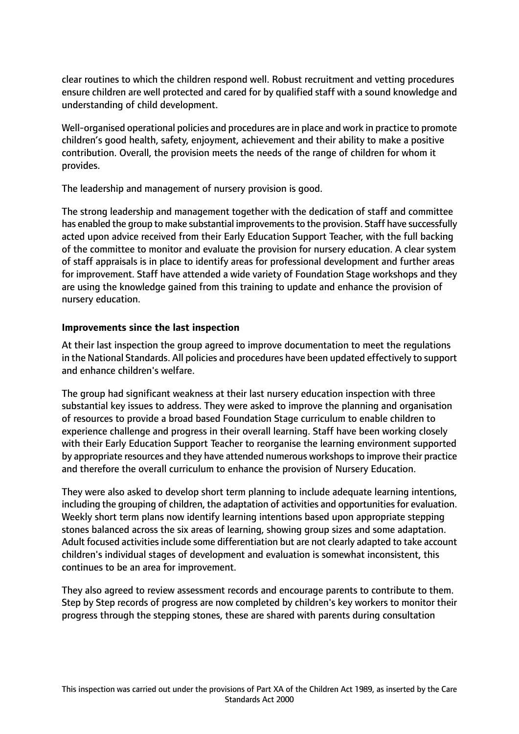clear routines to which the children respond well. Robust recruitment and vetting procedures ensure children are well protected and cared for by qualified staff with a sound knowledge and understanding of child development.

Well-organised operational policies and procedures are in place and work in practice to promote children's good health, safety, enjoyment, achievement and their ability to make a positive contribution. Overall, the provision meets the needs of the range of children for whom it provides.

The leadership and management of nursery provision is good.

The strong leadership and management together with the dedication of staff and committee has enabled the group to make substantial improvements to the provision. Staff have successfully acted upon advice received from their Early Education Support Teacher, with the full backing of the committee to monitor and evaluate the provision for nursery education. A clear system of staff appraisals is in place to identify areas for professional development and further areas for improvement. Staff have attended a wide variety of Foundation Stage workshops and they are using the knowledge gained from this training to update and enhance the provision of nursery education.

**Improvements since the last inspection**

At their last inspection the group agreed to improve documentation to meet the regulations in the National Standards. All policies and procedures have been updated effectively to support and enhance children's welfare.

The group had significant weakness at their last nursery education inspection with three substantial key issues to address. They were asked to improve the planning and organisation of resources to provide a broad based Foundation Stage curriculum to enable children to experience challenge and progress in their overall learning. Staff have been working closely with their Early Education Support Teacher to reorganise the learning environment supported by appropriate resources and they have attended numerous workshops to improve their practice and therefore the overall curriculum to enhance the provision of Nursery Education.

They were also asked to develop short term planning to include adequate learning intentions, including the grouping of children, the adaptation of activities and opportunities for evaluation. Weekly short term plans now identify learning intentions based upon appropriate stepping stones balanced across the six areas of learning, showing group sizes and some adaptation. Adult focused activities include some differentiation but are not clearly adapted to take account children's individual stages of development and evaluation is somewhat inconsistent, this continues to be an area for improvement.

They also agreed to review assessment records and encourage parents to contribute to them. Step by Step records of progress are now completed by children's key workers to monitor their progress through the stepping stones, these are shared with parents during consultation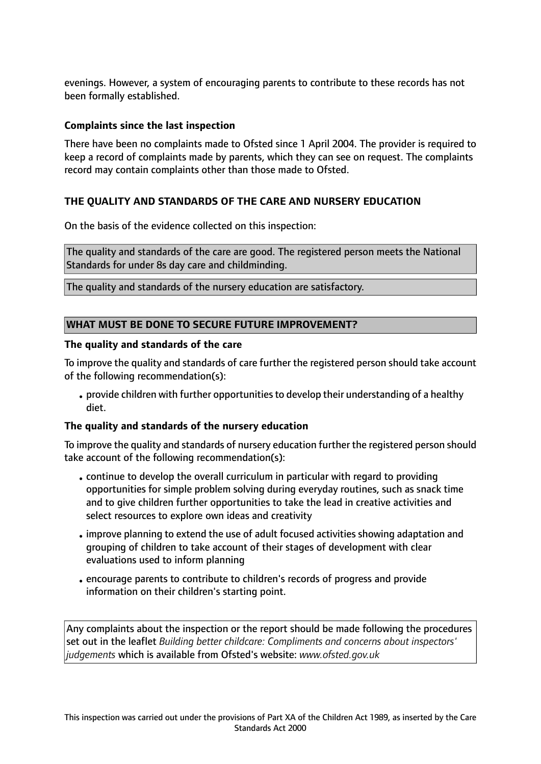evenings. However, a system of encouraging parents to contribute to these records has not been formally established.

**Complaints since the last inspection**

There have been no complaints made to Ofsted since 1 April 2004. The provider is required to keep a record of complaints made by parents, which they can see on request. The complaints record may contain complaints other than those made to Ofsted.

## THE QUALITY AND STANDARDS OF THE CARE AND NURSERY EDUCATION

On the basis of the evidence collected on this inspection:

The quality and standards of the care are good. The registered person meets the National Standards for under 8s day care and childminding.

The quality and standards of the nursery education are satisfactory.

## WHAT MUST BE DONE TO SECURE FUTURE IMPROVEMENT?

**The quality and standards of the care**

To improve the quality and standards of care further the registered person should take account of the following recommendation(s):

- provide children with further opportunities to develop their understanding of a healthy diet.

**The quality and standards of the nursery education**

To improve the quality and standards of nursery education further the registered person should take account of the following recommendation(s):

- continue to develop the overall curriculum in particular with regard to providing opportunities for simple problem solving during everyday routines, such as snack time and to give children further opportunities to take the lead in creative activities and select resources to explore own ideas and creativity
- improve planning to extend the use of adult focused activities showing adaptation and grouping of children to take account of their stages of development with clear evaluations used to inform planning
- encourage parents to contribute to children's records of progress and provide information on their children's starting point.

Any complaints about the inspection or the report should be made following the procedures set out in the leaflet *Building better childcare: Compliments and concerns about inspectors' judgements* which is available from Ofsted's website: *www.ofsted.gov.uk*

This inspection was carried out under the provisions of Part XA of the Children Act 1989, as inserted by the Care Standards Act 2000